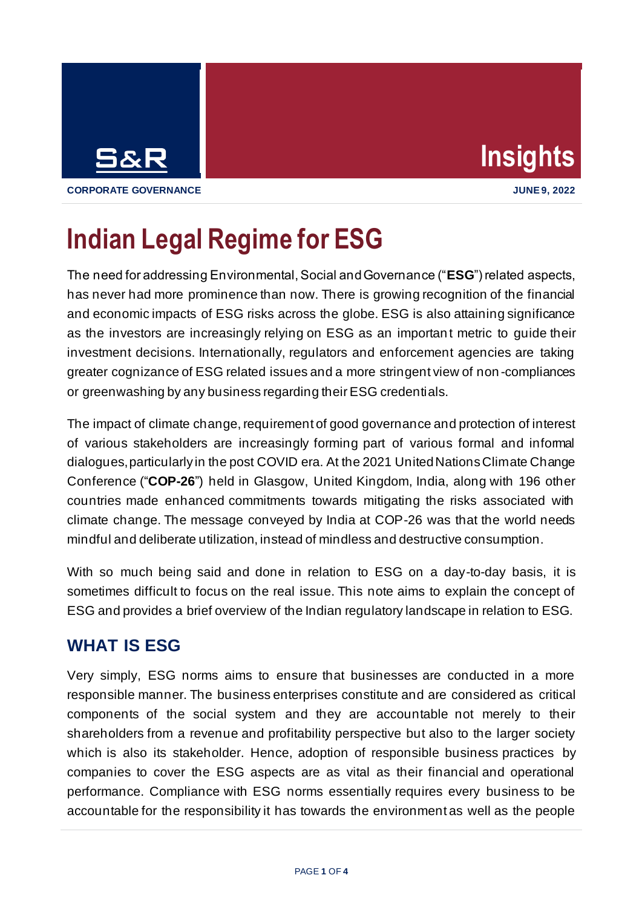S&R

**Insights**

**CORPORATE GOVERNANCE** **JUNE 9, 2022**

# Indian Legal Regime for ESG

The need for addressing Environmental, Social and Governance ("**ESG**") related aspects, has never had more prominence than now. There is growing recognition of the financial and economic impacts of ESG risks across the globe. ESG is also attaining significance as the investors are increasingly relying on ESG as an important metric to guide their investment decisions. Internationally, regulators and enforcement agencies are taking greater cognizance of ESG related issues and a more stringent view of non-compliances or greenwashing by any business regarding their ESG credentials.

The impact of climate change, requirement of good governance and protection of interest of various stakeholders are increasingly forming part of various formal and informal dialogues, particularly in the post COVID era. At the 2021 United Nations Climate Change Conference ("**COP-26**") held in Glasgow, United Kingdom, India, along with 196 other countries made enhanced commitments towards mitigating the risks associated with climate change. The message conveyed by India at COP-26 was that the world needs mindful and deliberate utilization, instead of mindless and destructive consumption.

With so much being said and done in relation to ESG on a day-to-day basis, it is sometimes difficult to focus on the real issue. This note aims to explain the concept of ESG and provides a brief overview of the Indian regulatory landscape in relation to ESG.

## WHAT IS ESG

Very simply, ESG norms aims to ensure that businesses are conducted in a more responsible manner. The business enterprises constitute and are considered as critical components of the social system and they are accountable not merely to their shareholders from a revenue and profitability perspective but also to the larger society which is also its stakeholder. Hence, adoption of responsible business practices by companies to cover the ESG aspects are as vital as their financial and operational performance. Compliance with ESG norms essentially requires every business to be accountable for the responsibility it has towards the environment as well as the people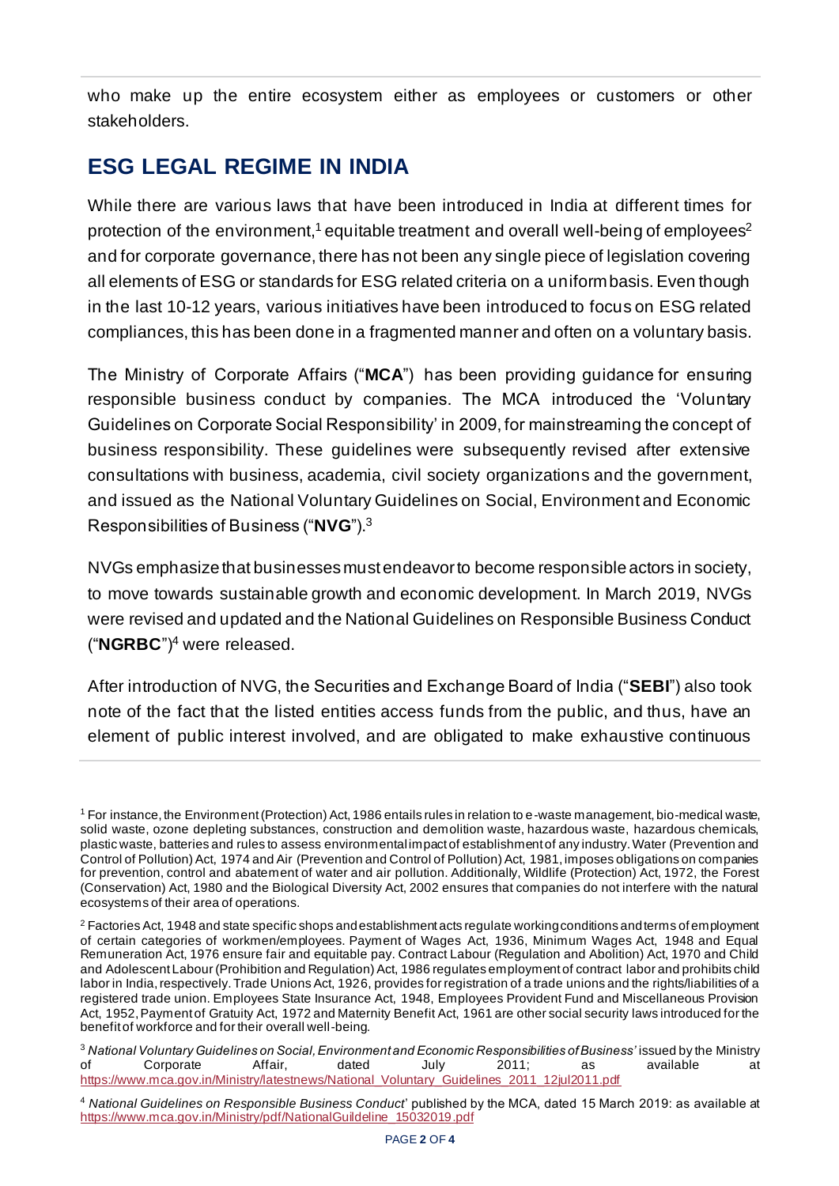who make up the entire ecosystem either as employees or customers or other stakeholders.

## ESG LEGAL REGIME IN INDIA

While there are various laws that have been introduced in India at different times for protection of the environment,[1] equitable treatment and overall well-being of employees[2] and for corporate governance, there has not been any single piece of legislation covering all elements of ESG or standards for ESG related criteria on a uniform basis. Even though in the last 10-12 years, various initiatives have been introduced to focus on ESG related compliances, this has been done in a fragmented manner and often on a voluntary basis.

The Ministry of Corporate Affairs ("**MCA**") has been providing guidance for ensuring responsible business conduct by companies. The MCA introduced the 'Voluntary Guidelines on Corporate Social Responsibility' in 2009, for mainstreaming the concept of business responsibility. These guidelines were subsequently revised after extensive consultations with business, academia, civil society organizations and the government, and issued as the National Voluntary Guidelines on Social, Environment and Economic Responsibilities of Business ("**NVG**").[3]

NVGs emphasize that businesses must endeavor to become responsible actors in society, to move towards sustainable growth and economic development. In March 2019, NVGs were revised and updated and the National Guidelines on Responsible Business Conduct ("**NGRBC**")[4] were released.

After introduction of NVG, the Securities and Exchange Board of India ("**SEBI**") also took note of the fact that the listed entities access funds from the public, and thus, have an element of public interest involved, and are obligated to make exhaustive continuous

---

[1] For instance, the Environment (Protection) Act, 1986 entails rules in relation to e-waste management, bio-medical waste, solid waste, ozone depleting substances, construction and demolition waste, hazardous waste, hazardous chemicals, plastic waste, batteries and rules to assess environmental impact of establishment of any industry. Water (Prevention and Control of Pollution) Act, 1974 and Air (Prevention and Control of Pollution) Act, 1981, imposes obligations on companies for prevention, control and abatement of water and air pollution. Additionally, Wildlife (Protection) Act, 1972, the Forest (Conservation) Act, 1980 and the Biological Diversity Act, 2002 ensures that companies do not interfere with the natural ecosystems of their area of operations.

[2] Factories Act, 1948 and state specific shops and establishment acts regulate working conditions and terms of employment of certain categories of workmen/employees. Payment of Wages Act, 1936, Minimum Wages Act, 1948 and Equal Remuneration Act, 1976 ensure fair and equitable pay. Contract Labour (Regulation and Abolition) Act, 1970 and Child and Adolescent Labour (Prohibition and Regulation) Act, 1986 regulates employment of contract labor and prohibits child labor in India, respectively. Trade Unions Act, 1926, provides for registration of a trade unions and the rights/liabilities of a registered trade union. Employees State Insurance Act, 1948, Employees Provident Fund and Miscellaneous Provision Act, 1952, Payment of Gratuity Act, 1972 and Maternity Benefit Act, 1961 are other social security laws introduced for the benefit of workforce and for their overall well-being.

[3] *National Voluntary Guidelines on Social, Environment and Economic Responsibilities of Business'* issued by the Ministry of Corporate Affair, dated July 2011; as available at https://www.mca.gov.in/Ministry/latestnews/National_Voluntary_Guidelines_2011_12jul2011.pdf

[4] *National Guidelines on Responsible Business Conduct*' published by the MCA, dated 15 March 2019: as available at https://www.mca.gov.in/Ministry/pdf/NationalGuildeline_15032019.pdf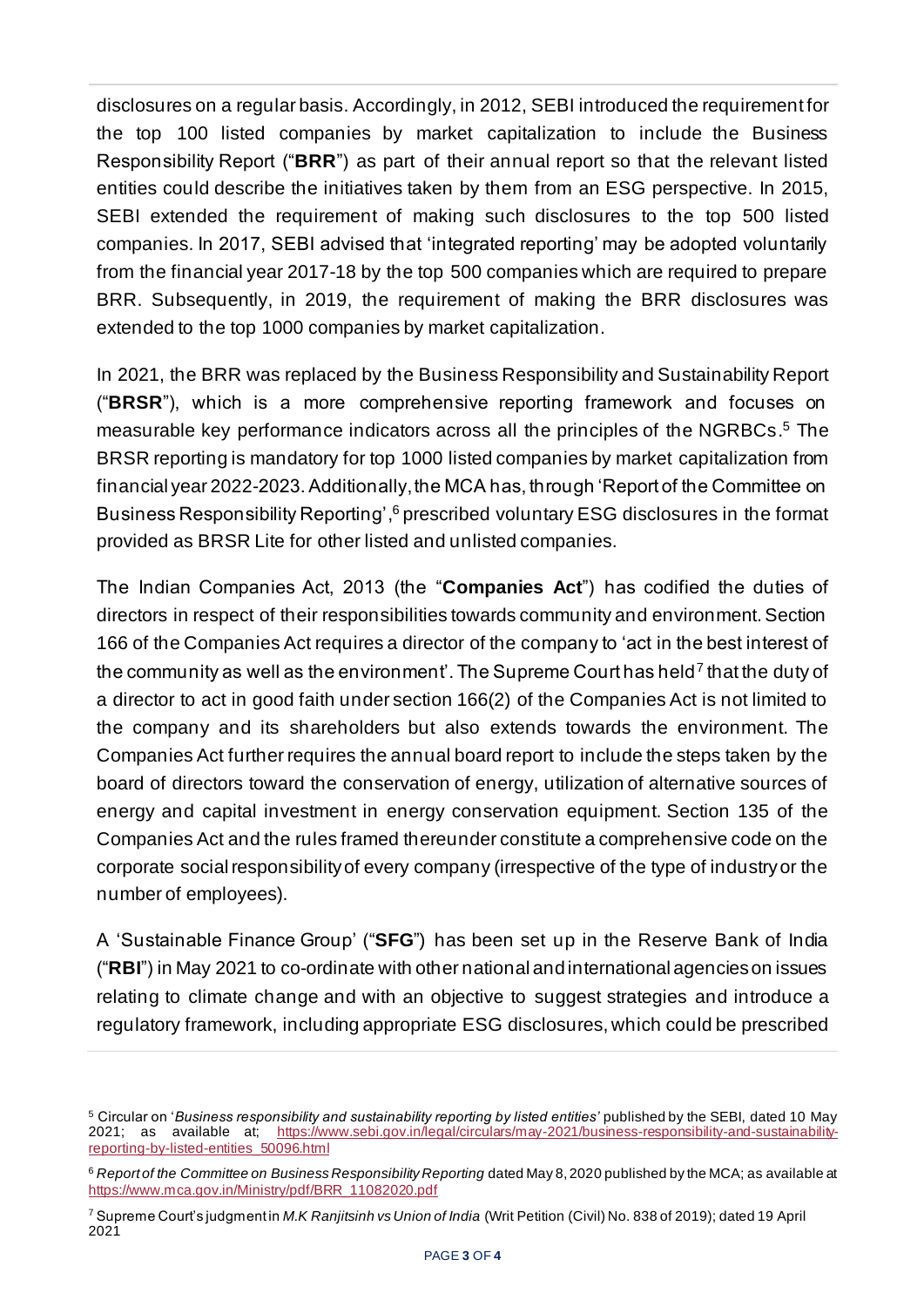disclosures on a regular basis. Accordingly, in 2012, SEBI introduced the requirement for the top 100 listed companies by market capitalization to include the Business Responsibility Report ("**BRR**") as part of their annual report so that the relevant listed entities could describe the initiatives taken by them from an ESG perspective. In 2015, SEBI extended the requirement of making such disclosures to the top 500 listed companies. In 2017, SEBI advised that 'integrated reporting' may be adopted voluntarily from the financial year 2017-18 by the top 500 companies which are required to prepare BRR. Subsequently, in 2019, the requirement of making the BRR disclosures was extended to the top 1000 companies by market capitalization.

In 2021, the BRR was replaced by the Business Responsibility and Sustainability Report ("**BRSR**"), which is a more comprehensive reporting framework and focuses on measurable key performance indicators across all the principles of the NGRBCs.[5] The BRSR reporting is mandatory for top 1000 listed companies by market capitalization from financial year 2022-2023. Additionally, the MCA has, through 'Report of the Committee on Business Responsibility Reporting',[6] prescribed voluntary ESG disclosures in the format provided as BRSR Lite for other listed and unlisted companies.

The Indian Companies Act, 2013 (the "**Companies Act**") has codified the duties of directors in respect of their responsibilities towards community and environment. Section 166 of the Companies Act requires a director of the company to 'act in the best interest of the community as well as the environment'. The Supreme Court has held[7] that the duty of a director to act in good faith under section 166(2) of the Companies Act is not limited to the company and its shareholders but also extends towards the environment. The Companies Act further requires the annual board report to include the steps taken by the board of directors toward the conservation of energy, utilization of alternative sources of energy and capital investment in energy conservation equipment. Section 135 of the Companies Act and the rules framed thereunder constitute a comprehensive code on the corporate social responsibility of every company (irrespective of the type of industry or the number of employees).

A 'Sustainable Finance Group' ("**SFG**") has been set up in the Reserve Bank of India ("**RBI**") in May 2021 to co-ordinate with other national and international agencies on issues relating to climate change and with an objective to suggest strategies and introduce a regulatory framework, including appropriate ESG disclosures, which could be prescribed

---

[5] Circular on '*Business responsibility and sustainability reporting by listed entities*' published by the SEBI, dated 10 May 2021; as available at; https://www.sebi.gov.in/legal/circulars/may-2021/business-responsibility-and-sustainability-reporting-by-listed-entities_50096.html

[6] *Report of the Committee on Business Responsibility Reporting* dated May 8, 2020 published by the MCA; as available at https://www.mca.gov.in/Ministry/pdf/BRR_11082020.pdf

[7] Supreme Court's judgment in *M.K Ranjitsinh vs Union of India* (Writ Petition (Civil) No. 838 of 2019); dated 19 April 2021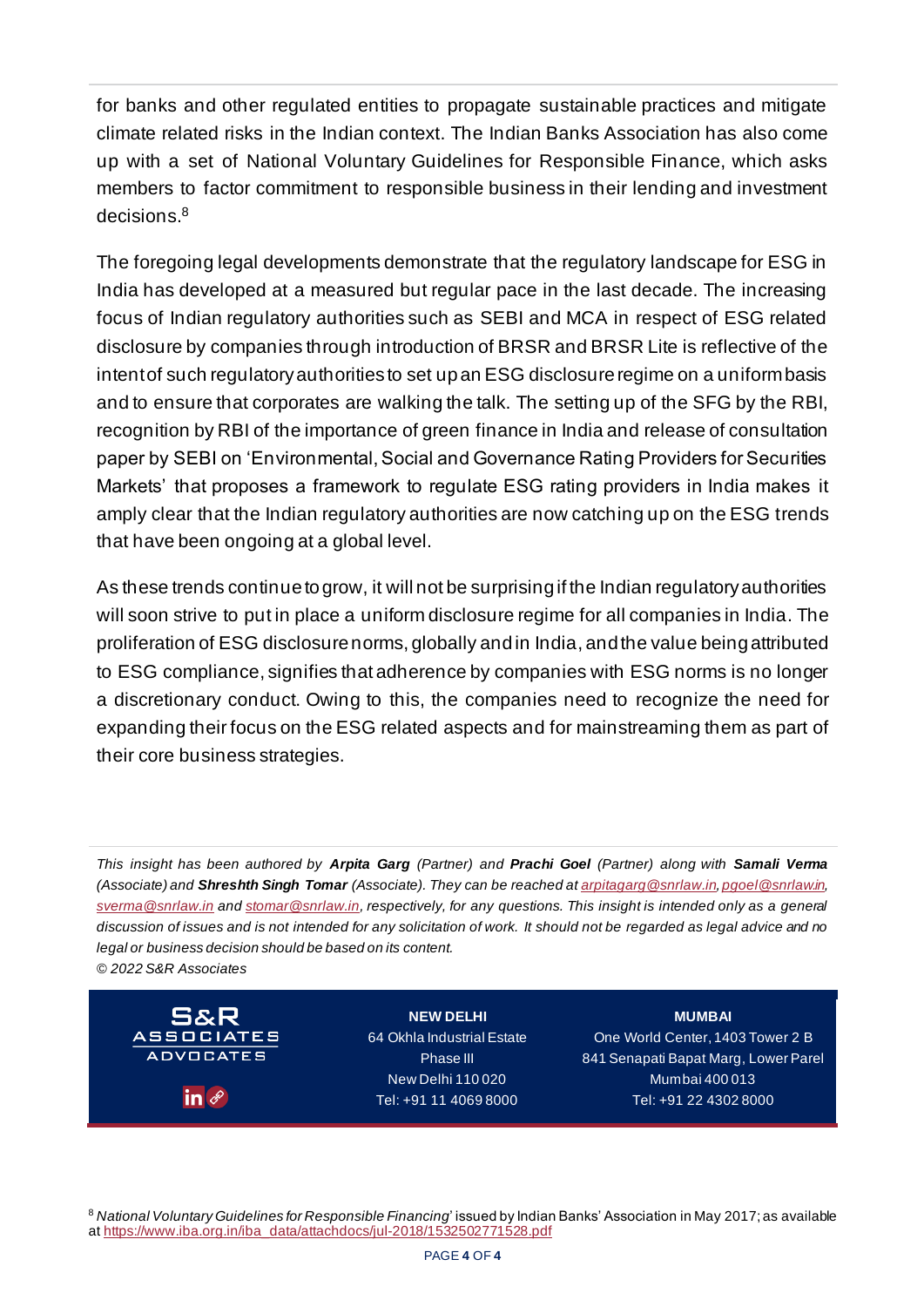for banks and other regulated entities to propagate sustainable practices and mitigate climate related risks in the Indian context. The Indian Banks Association has also come up with a set of National Voluntary Guidelines for Responsible Finance, which asks members to factor commitment to responsible business in their lending and investment decisions.[8]

The foregoing legal developments demonstrate that the regulatory landscape for ESG in India has developed at a measured but regular pace in the last decade. The increasing focus of Indian regulatory authorities such as SEBI and MCA in respect of ESG related disclosure by companies through introduction of BRSR and BRSR Lite is reflective of the intent of such regulatory authorities to set up an ESG disclosure regime on a uniform basis and to ensure that corporates are walking the talk. The setting up of the SFG by the RBI, recognition by RBI of the importance of green finance in India and release of consultation paper by SEBI on 'Environmental, Social and Governance Rating Providers for Securities Markets' that proposes a framework to regulate ESG rating providers in India makes it amply clear that the Indian regulatory authorities are now catching up on the ESG trends that have been ongoing at a global level.

As these trends continue to grow, it will not be surprising if the Indian regulatory authorities will soon strive to put in place a uniform disclosure regime for all companies in India. The proliferation of ESG disclosure norms, globally and in India, and the value being attributed to ESG compliance, signifies that adherence by companies with ESG norms is no longer a discretionary conduct. Owing to this, the companies need to recognize the need for expanding their focus on the ESG related aspects and for mainstreaming them as part of their core business strategies.

*This insight has been authored by **Arpita Garg** (Partner) and **Prachi Goel** (Partner) along with **Samali Verma** (Associate) and **Shreshth Singh Tomar** (Associate). They can be reached at arpitagarg@snrlaw.in, pgoel@snrlaw.in, sverma@snrlaw.in and stomar@snrlaw.in, respectively, for any questions. This insight is intended only as a general discussion of issues and is not intended for any solicitation of work. It should not be regarded as legal advice and no legal or business decision should be based on its content.*

*© 2022 S&R Associates*

S&R ASSOCIATES ADVOCATES

**NEW DELHI**
64 Okhla Industrial Estate
Phase III
New Delhi 110 020
Tel: +91 11 4069 8000

**MUMBAI**
One World Center, 1403 Tower 2 B
841 Senapati Bapat Marg, Lower Parel
Mumbai 400 013
Tel: +91 22 4302 8000

[8] *National Voluntary Guidelines for Responsible Financing*' issued by Indian Banks' Association in May 2017; as available at https://www.iba.org.in/iba_data/attachdocs/jul-2018/1532502771528.pdf